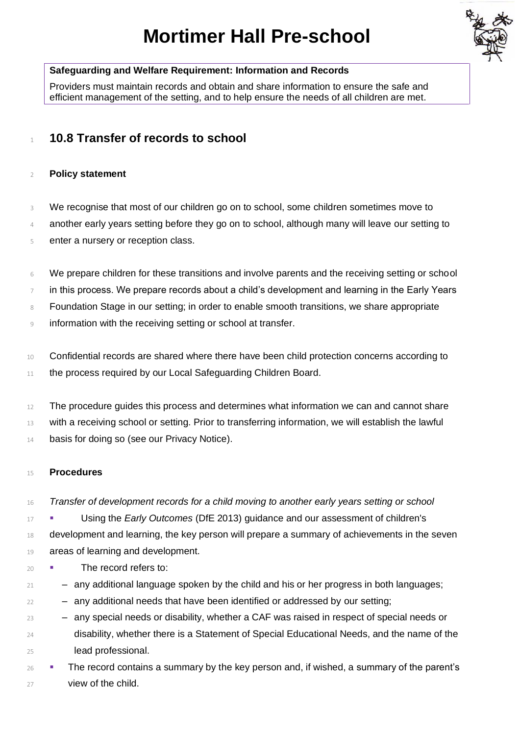# Mortimer Hall Pre-school

**Safeguarding and Welfare Requirement: Information and Records**

Providers must maintain records and obtain and share information to ensure the safe and efficient management of the setting, and to help ensure the needs of all children are met.

## 10.8 Transfer of records to school

**Policy statement**

We recognise that most of our children go on to school, some children sometimes move to another early years setting before they go on to school, although many will leave our setting to enter a nursery or reception class.

We prepare children for these transitions and involve parents and the receiving setting or school in this process. We prepare records about a child's development and learning in the Early Years Foundation Stage in our setting; in order to enable smooth transitions, we share appropriate information with the receiving setting or school at transfer.

Confidential records are shared where there have been child protection concerns according to the process required by our Local Safeguarding Children Board.

The procedure guides this process and determines what information we can and cannot share with a receiving school or setting. Prior to transferring information, we will establish the lawful basis for doing so (see our Privacy Notice).

**Procedures**

*Transfer of development records for a child moving to another early years setting or school*

- Using the *Early Outcomes* (DfE 2013) guidance and our assessment of children's development and learning, the key person will prepare a summary of achievements in the seven areas of learning and development.
- The record refers to:
  - any additional language spoken by the child and his or her progress in both languages;
  - any additional needs that have been identified or addressed by our setting;
  - any special needs or disability, whether a CAF was raised in respect of special needs or disability, whether there is a Statement of Special Educational Needs, and the name of the lead professional.
- The record contains a summary by the key person and, if wished, a summary of the parent's view of the child.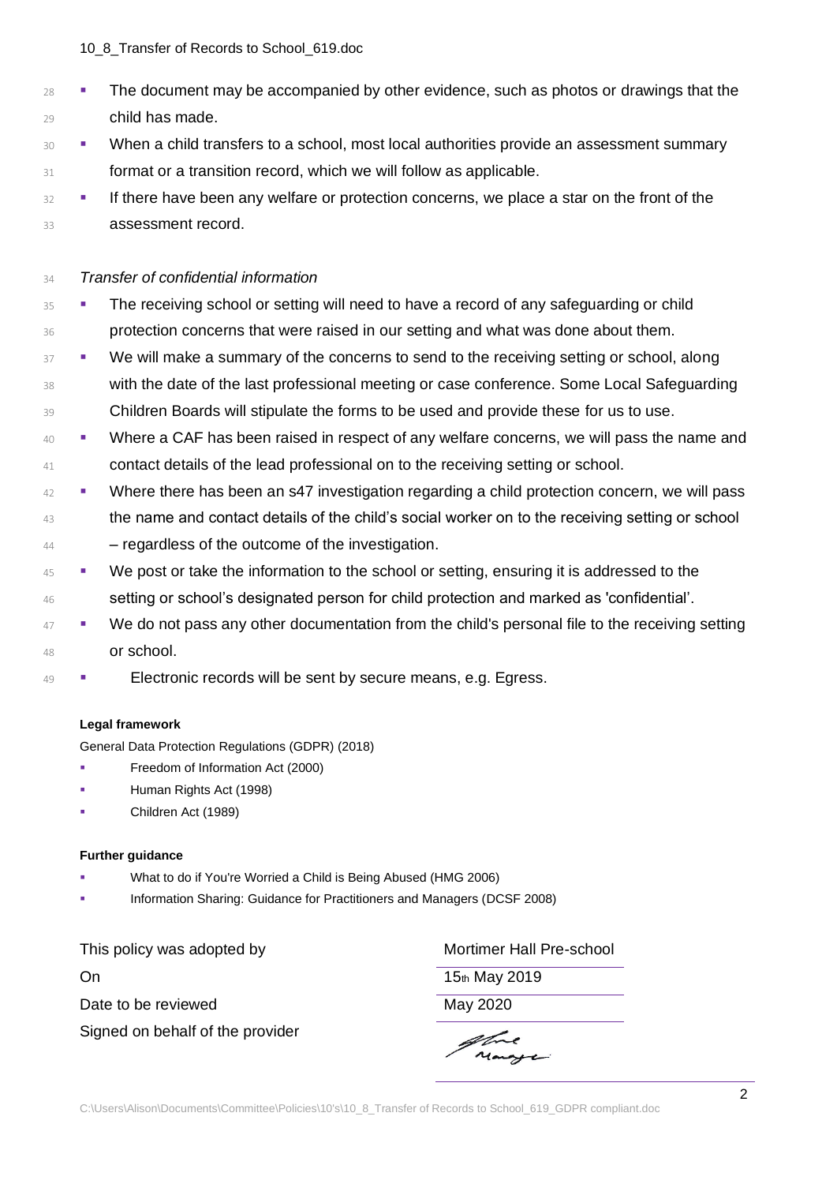- The document may be accompanied by other evidence, such as photos or drawings that the child has made.
- When a child transfers to a school, most local authorities provide an assessment summary format or a transition record, which we will follow as applicable.
- If there have been any welfare or protection concerns, we place a star on the front of the assessment record.

*Transfer of confidential information*

- The receiving school or setting will need to have a record of any safeguarding or child protection concerns that were raised in our setting and what was done about them.
- We will make a summary of the concerns to send to the receiving setting or school, along with the date of the last professional meeting or case conference. Some Local Safeguarding Children Boards will stipulate the forms to be used and provide these for us to use.
- Where a CAF has been raised in respect of any welfare concerns, we will pass the name and contact details of the lead professional on to the receiving setting or school.
- Where there has been an s47 investigation regarding a child protection concern, we will pass the name and contact details of the child's social worker on to the receiving setting or school – regardless of the outcome of the investigation.
- We post or take the information to the school or setting, ensuring it is addressed to the setting or school's designated person for child protection and marked as 'confidential'.
- We do not pass any other documentation from the child's personal file to the receiving setting or school.
- Electronic records will be sent by secure means, e.g. Egress.

**Legal framework**

General Data Protection Regulations (GDPR) (2018)

- Freedom of Information Act (2000)
- Human Rights Act (1998)
- Children Act (1989)

**Further guidance**

- What to do if You're Worried a Child is Being Abused (HMG 2006)
- Information Sharing: Guidance for Practitioners and Managers (DCSF 2008)

| | |
|---|---|
| This policy was adopted by | Mortimer Hall Pre-school |
| On | 15th May 2019 |
| Date to be reviewed | May 2020 |
| Signed on behalf of the provider | Manager |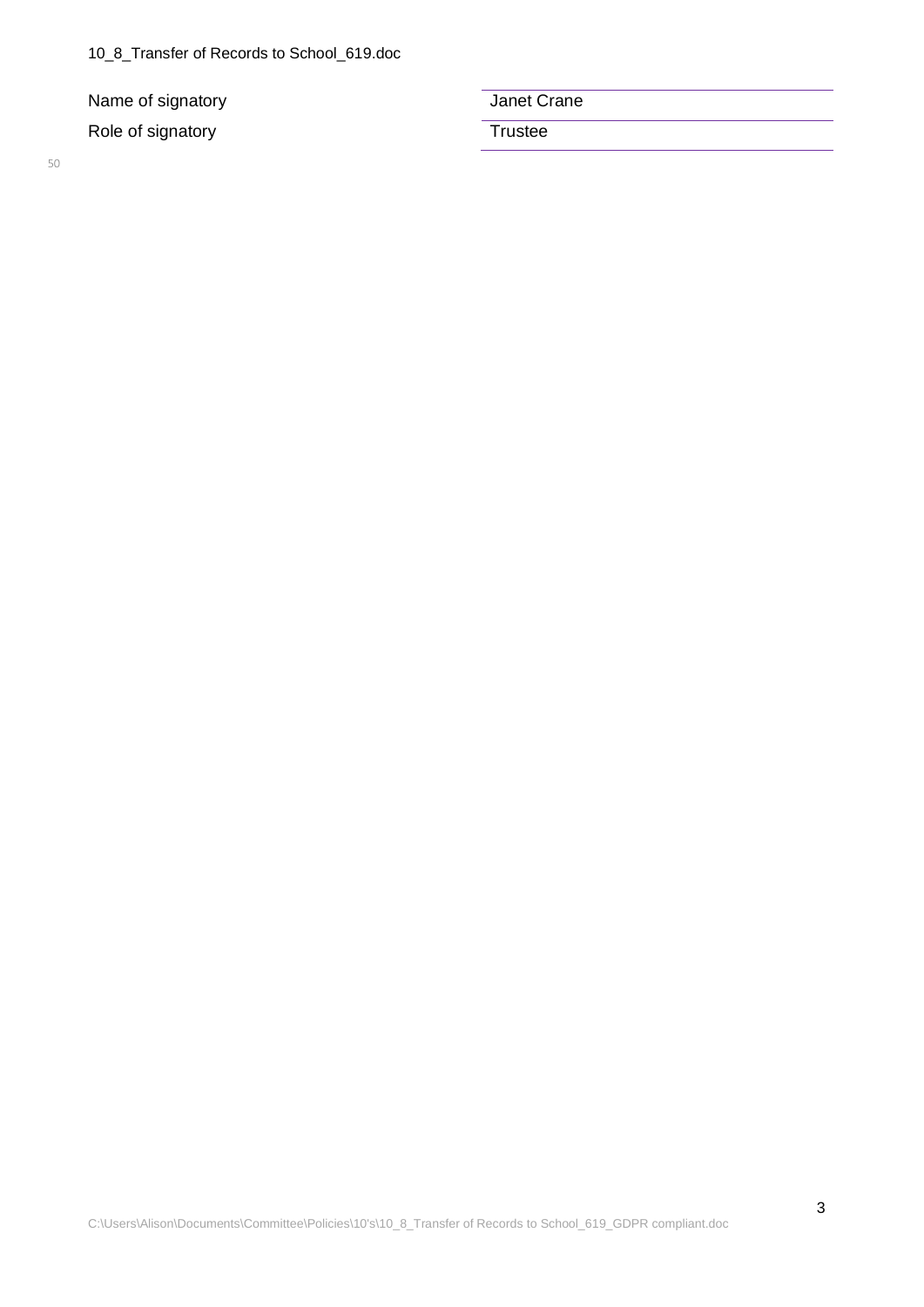| | |
|---|---|
| Name of signatory | Janet Crane |
| Role of signatory | Trustee |